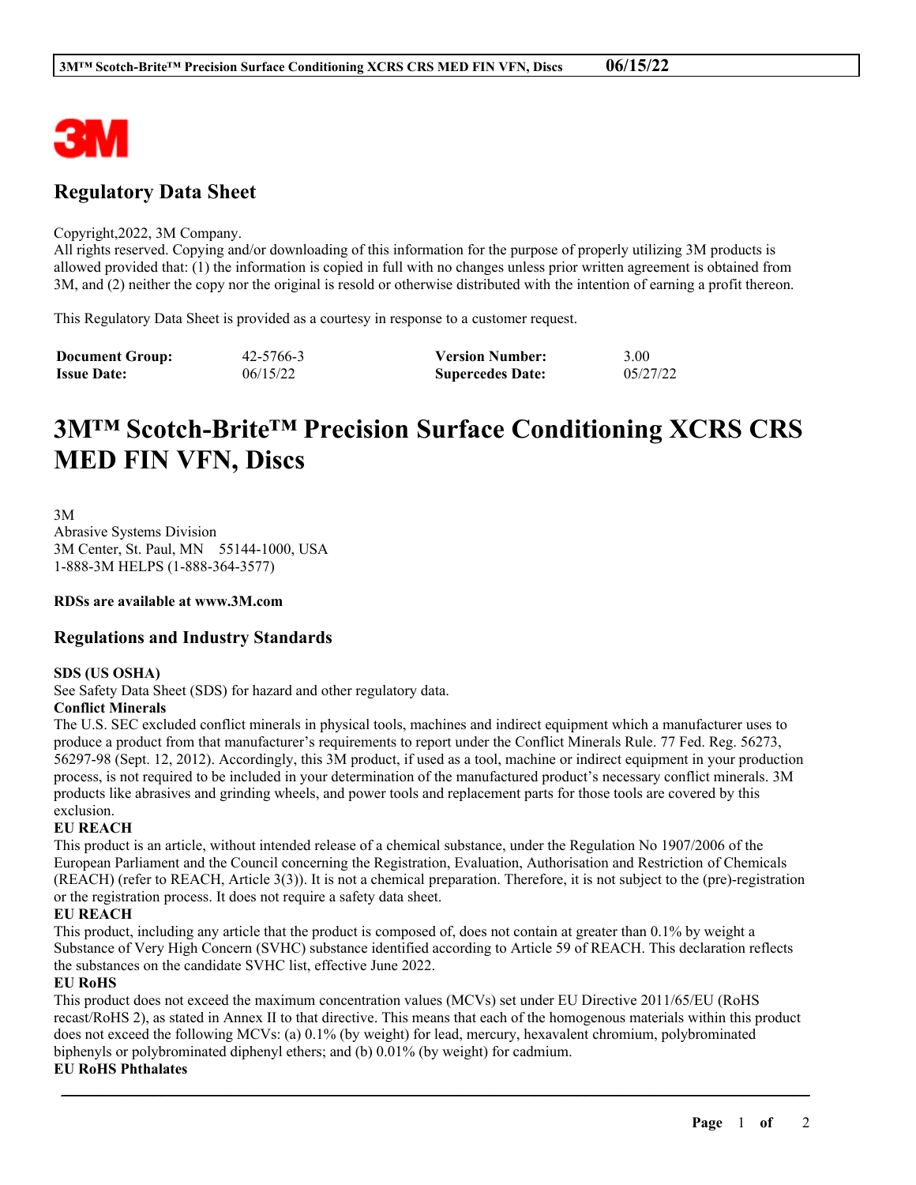# Regulatory Data Sheet

Copyright,2022, 3M Company.
All rights reserved. Copying and/or downloading of this information for the purpose of properly utilizing 3M products is allowed provided that: (1) the information is copied in full with no changes unless prior written agreement is obtained from 3M, and (2) neither the copy nor the original is resold or otherwise distributed with the intention of earning a profit thereon.

This Regulatory Data Sheet is provided as a courtesy in response to a customer request.

| | | | |
|---|---|---|---|
| **Document Group:** | 42-5766-3 | **Version Number:** | 3.00 |
| **Issue Date:** | 06/15/22 | **Supercedes Date:** | 05/27/22 |

# 3M™ Scotch-Brite™ Precision Surface Conditioning XCRS CRS MED FIN VFN, Discs

3M
Abrasive Systems Division
3M Center, St. Paul, MN 55144-1000, USA
1-888-3M HELPS (1-888-364-3577)

**RDSs are available at www.3M.com**

## Regulations and Industry Standards

**SDS (US OSHA)**
See Safety Data Sheet (SDS) for hazard and other regulatory data.

**Conflict Minerals**
The U.S. SEC excluded conflict minerals in physical tools, machines and indirect equipment which a manufacturer uses to produce a product from that manufacturer's requirements to report under the Conflict Minerals Rule. 77 Fed. Reg. 56273, 56297-98 (Sept. 12, 2012). Accordingly, this 3M product, if used as a tool, machine or indirect equipment in your production process, is not required to be included in your determination of the manufactured product's necessary conflict minerals. 3M products like abrasives and grinding wheels, and power tools and replacement parts for those tools are covered by this exclusion.

**EU REACH**
This product is an article, without intended release of a chemical substance, under the Regulation No 1907/2006 of the European Parliament and the Council concerning the Registration, Evaluation, Authorisation and Restriction of Chemicals (REACH) (refer to REACH, Article 3(3)). It is not a chemical preparation. Therefore, it is not subject to the (pre)-registration or the registration process. It does not require a safety data sheet.

**EU REACH**
This product, including any article that the product is composed of, does not contain at greater than 0.1% by weight a Substance of Very High Concern (SVHC) substance identified according to Article 59 of REACH. This declaration reflects the substances on the candidate SVHC list, effective June 2022.

**EU RoHS**
This product does not exceed the maximum concentration values (MCVs) set under EU Directive 2011/65/EU (RoHS recast/RoHS 2), as stated in Annex II to that directive. This means that each of the homogenous materials within this product does not exceed the following MCVs: (a) 0.1% (by weight) for lead, mercury, hexavalent chromium, polybrominated biphenyls or polybrominated diphenyl ethers; and (b) 0.01% (by weight) for cadmium.

**EU RoHS Phthalates**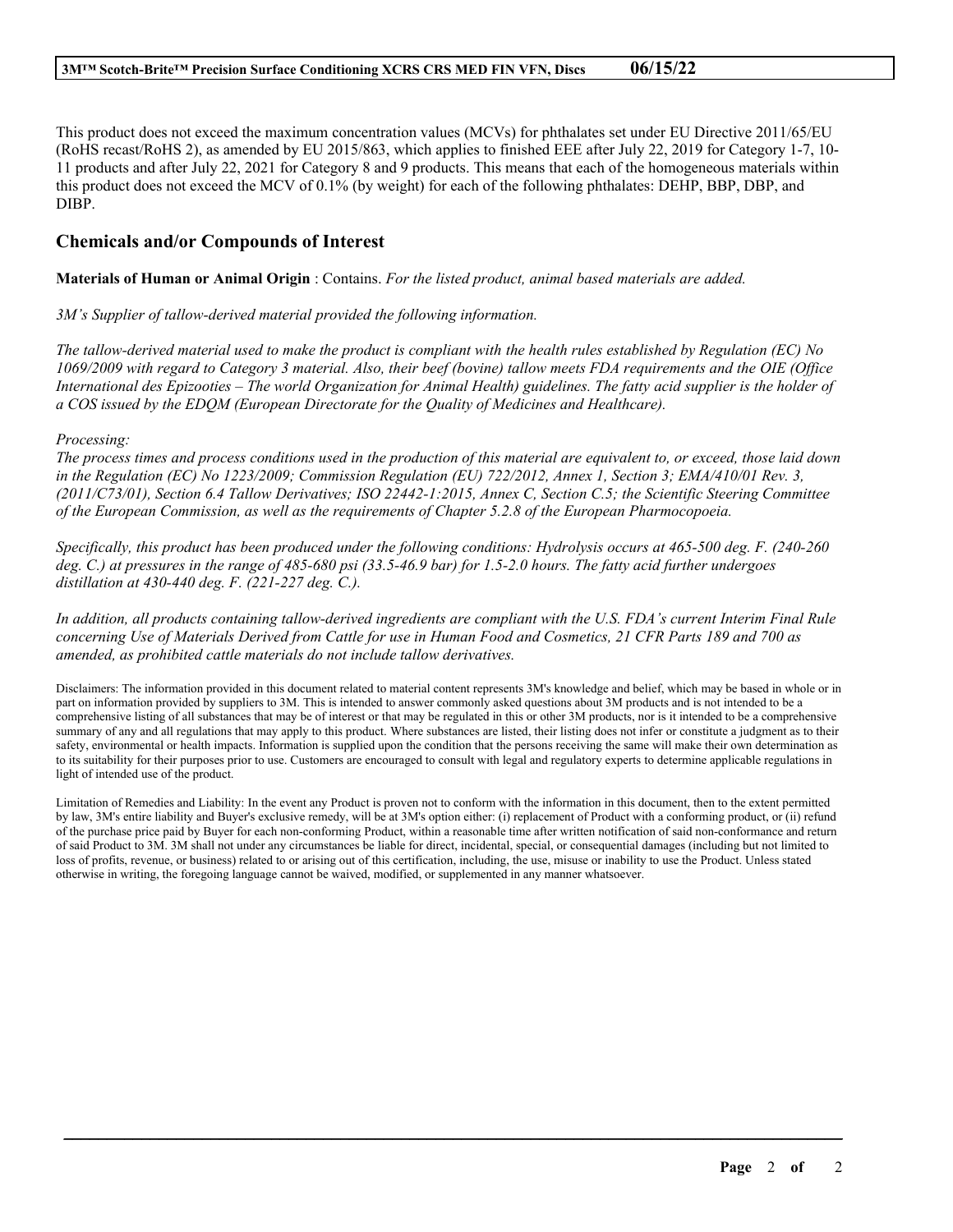This product does not exceed the maximum concentration values (MCVs) for phthalates set under EU Directive 2011/65/EU (RoHS recast/RoHS 2), as amended by EU 2015/863, which applies to finished EEE after July 22, 2019 for Category 1-7, 10-11 products and after July 22, 2021 for Category 8 and 9 products. This means that each of the homogeneous materials within this product does not exceed the MCV of 0.1% (by weight) for each of the following phthalates: DEHP, BBP, DBP, and DIBP.

## Chemicals and/or Compounds of Interest

**Materials of Human or Animal Origin** : Contains. *For the listed product, animal based materials are added.*

*3M's Supplier of tallow-derived material provided the following information.*

*The tallow-derived material used to make the product is compliant with the health rules established by Regulation (EC) No 1069/2009 with regard to Category 3 material. Also, their beef (bovine) tallow meets FDA requirements and the OIE (Office International des Epizooties – The world Organization for Animal Health) guidelines. The fatty acid supplier is the holder of a COS issued by the EDQM (European Directorate for the Quality of Medicines and Healthcare).*

*Processing:*
*The process times and process conditions used in the production of this material are equivalent to, or exceed, those laid down in the Regulation (EC) No 1223/2009; Commission Regulation (EU) 722/2012, Annex 1, Section 3; EMA/410/01 Rev. 3, (2011/C73/01), Section 6.4 Tallow Derivatives; ISO 22442-1:2015, Annex C, Section C.5; the Scientific Steering Committee of the European Commission, as well as the requirements of Chapter 5.2.8 of the European Pharmocopoeia.*

*Specifically, this product has been produced under the following conditions: Hydrolysis occurs at 465-500 deg. F. (240-260 deg. C.) at pressures in the range of 485-680 psi (33.5-46.9 bar) for 1.5-2.0 hours. The fatty acid further undergoes distillation at 430-440 deg. F. (221-227 deg. C.).*

*In addition, all products containing tallow-derived ingredients are compliant with the U.S. FDA's current Interim Final Rule concerning Use of Materials Derived from Cattle for use in Human Food and Cosmetics, 21 CFR Parts 189 and 700 as amended, as prohibited cattle materials do not include tallow derivatives.*

Disclaimers: The information provided in this document related to material content represents 3M's knowledge and belief, which may be based in whole or in part on information provided by suppliers to 3M. This is intended to answer commonly asked questions about 3M products and is not intended to be a comprehensive listing of all substances that may be of interest or that may be regulated in this or other 3M products, nor is it intended to be a comprehensive summary of any and all regulations that may apply to this product. Where substances are listed, their listing does not infer or constitute a judgment as to their safety, environmental or health impacts. Information is supplied upon the condition that the persons receiving the same will make their own determination as to its suitability for their purposes prior to use. Customers are encouraged to consult with legal and regulatory experts to determine applicable regulations in light of intended use of the product.

Limitation of Remedies and Liability: In the event any Product is proven not to conform with the information in this document, then to the extent permitted by law, 3M's entire liability and Buyer's exclusive remedy, will be at 3M's option either: (i) replacement of Product with a conforming product, or (ii) refund of the purchase price paid by Buyer for each non-conforming Product, within a reasonable time after written notification of said non-conformance and return of said Product to 3M. 3M shall not under any circumstances be liable for direct, incidental, special, or consequential damages (including but not limited to loss of profits, revenue, or business) related to or arising out of this certification, including, the use, misuse or inability to use the Product. Unless stated otherwise in writing, the foregoing language cannot be waived, modified, or supplemented in any manner whatsoever.